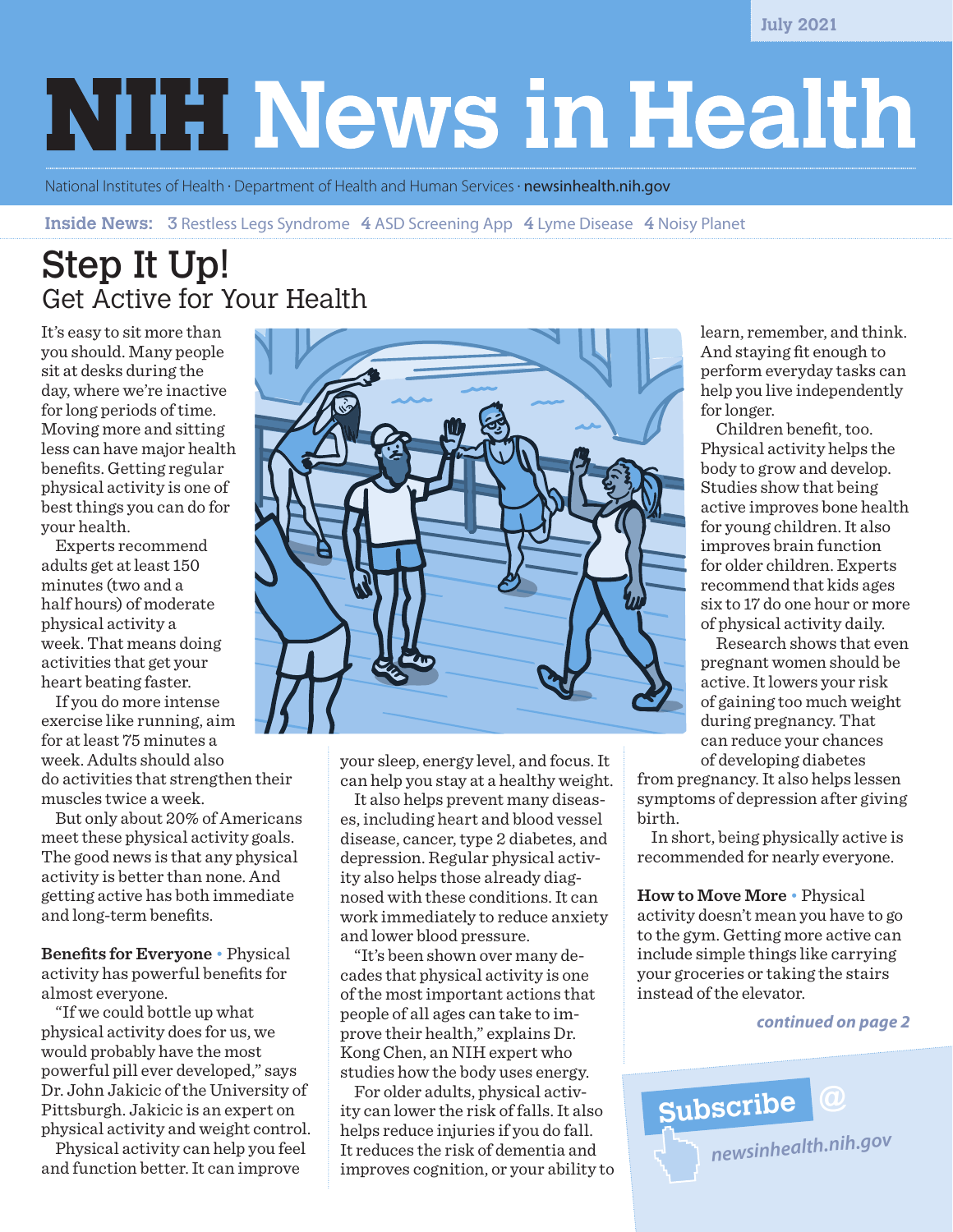July 2021

# NIH News in Health

National Institutes of Health · Department of Health and Human Services · newsinhealth.nih.gov

**Inside News:** 3 Restless Legs Syndrome 4 ASD Screening App 4 Lyme Disease 4 Noisy Planet

## Step It Up!
### Get Active for Your Health

It's easy to sit more than you should. Many people sit at desks during the day, where we're inactive for long periods of time. Moving more and sitting less can have major health benefits. Getting regular physical activity is one of best things you can do for your health.

Experts recommend adults get at least 150 minutes (two and a half hours) of moderate physical activity a week. That means doing activities that get your heart beating faster.

If you do more intense exercise like running, aim for at least 75 minutes a week. Adults should also do activities that strengthen their muscles twice a week.

But only about 20% of Americans meet these physical activity goals. The good news is that any physical activity is better than none. And getting active has both immediate and long-term benefits.

**Benefits for Everyone** • Physical activity has powerful benefits for almost everyone.

"If we could bottle up what physical activity does for us, we would probably have the most powerful pill ever developed," says Dr. John Jakicic of the University of Pittsburgh. Jakicic is an expert on physical activity and weight control.

Physical activity can help you feel and function better. It can improve your sleep, energy level, and focus. It can help you stay at a healthy weight.

It also helps prevent many diseases, including heart and blood vessel disease, cancer, type 2 diabetes, and depression. Regular physical activity also helps those already diagnosed with these conditions. It can work immediately to reduce anxiety and lower blood pressure.

"It's been shown over many decades that physical activity is one of the most important actions that people of all ages can take to improve their health," explains Dr. Kong Chen, an NIH expert who studies how the body uses energy.

For older adults, physical activity can lower the risk of falls. It also helps reduce injuries if you do fall. It reduces the risk of dementia and improves cognition, or your ability to learn, remember, and think. And staying fit enough to perform everyday tasks can help you live independently for longer.

Children benefit, too. Physical activity helps the body to grow and develop. Studies show that being active improves bone health for young children. It also improves brain function for older children. Experts recommend that kids ages six to 17 do one hour or more of physical activity daily.

Research shows that even pregnant women should be active. It lowers your risk of gaining too much weight during pregnancy. That can reduce your chances of developing diabetes from pregnancy. It also helps lessen symptoms of depression after giving birth.

In short, being physically active is recommended for nearly everyone.

**How to Move More** • Physical activity doesn't mean you have to go to the gym. Getting more active can include simple things like carrying your groceries or taking the stairs instead of the elevator.

*continued on page 2*

Subscribe @ newsinhealth.nih.gov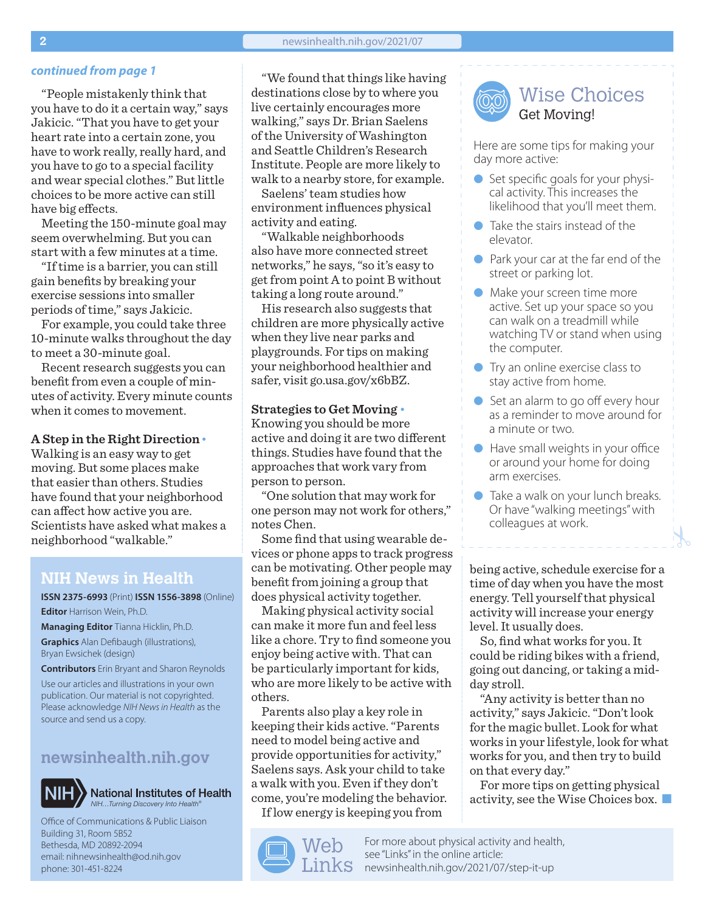*continued from page 1*

"People mistakenly think that you have to do it a certain way," says Jakicic. "That you have to get your heart rate into a certain zone, you have to work really, really hard, and you have to go to a special facility and wear special clothes." But little choices to be more active can still have big effects.

Meeting the 150-minute goal may seem overwhelming. But you can start with a few minutes at a time.

"If time is a barrier, you can still gain benefits by breaking your exercise sessions into smaller periods of time," says Jakicic.

For example, you could take three 10-minute walks throughout the day to meet a 30-minute goal.

Recent research suggests you can benefit from even a couple of minutes of activity. Every minute counts when it comes to movement.

## A Step in the Right Direction

Walking is an easy way to get moving. But some places make that easier than others. Studies have found that your neighborhood can affect how active you are. Scientists have asked what makes a neighborhood "walkable."

"We found that things like having destinations close by to where you live certainly encourages more walking," says Dr. Brian Saelens of the University of Washington and Seattle Children's Research Institute. People are more likely to walk to a nearby store, for example.

Saelens' team studies how environment influences physical activity and eating.

"Walkable neighborhoods also have more connected street networks," he says, "so it's easy to get from point A to point B without taking a long route around."

His research also suggests that children are more physically active when they live near parks and playgrounds. For tips on making your neighborhood healthier and safer, visit go.usa.gov/x6bBZ.

## Strategies to Get Moving

Knowing you should be more active and doing it are two different things. Studies have found that the approaches that work vary from person to person.

"One solution that may work for one person may not work for others," notes Chen.

Some find that using wearable devices or phone apps to track progress can be motivating. Other people may benefit from joining a group that does physical activity together.

Making physical activity social can make it more fun and feel less like a chore. Try to find someone you enjoy being active with. That can be particularly important for kids, who are more likely to be active with others.

Parents also play a key role in keeping their kids active. "Parents need to model being active and provide opportunities for activity," Saelens says. Ask your child to take a walk with you. Even if they don't come, you're modeling the behavior.

If low energy is keeping you from being active, schedule exercise for a time of day when you have the most energy. Tell yourself that physical activity will increase your energy level. It usually does.

So, find what works for you. It could be riding bikes with a friend, going out dancing, or taking a mid-day stroll.

"Any activity is better than no activity," says Jakicic. "Don't look for the magic bullet. Look for what works in your lifestyle, look for what works for you, and then try to build on that every day."

For more tips on getting physical activity, see the Wise Choices box.

## Wise Choices
### Get Moving!

Here are some tips for making your day more active:

- Set specific goals for your physical activity. This increases the likelihood that you'll meet them.
- Take the stairs instead of the elevator.
- Park your car at the far end of the street or parking lot.
- Make your screen time more active. Set up your space so you can walk on a treadmill while watching TV or stand when using the computer.
- Try an online exercise class to stay active from home.
- Set an alarm to go off every hour as a reminder to move around for a minute or two.
- Have small weights in your office or around your home for doing arm exercises.
- Take a walk on your lunch breaks. Or have "walking meetings" with colleagues at work.

## Web Links

For more about physical activity and health, see "Links" in the online article: newsinhealth.nih.gov/2021/07/step-it-up

## NIH News in Health

**ISSN 2375-6993** (Print) **ISSN 1556-3898** (Online)

**Editor** Harrison Wein, Ph.D.

**Managing Editor** Tianna Hicklin, Ph.D.

**Graphics** Alan Defibaugh (illustrations), Bryan Ewsichek (design)

**Contributors** Erin Bryant and Sharon Reynolds

Use our articles and illustrations in your own publication. Our material is not copyrighted. Please acknowledge *NIH News in Health* as the source and send us a copy.

**newsinhealth.nih.gov**

National Institutes of Health
*NIH...Turning Discovery Into Health®*

Office of Communications & Public Liaison
Building 31, Room 5B52
Bethesda, MD 20892-2094
email: nihnewsinhealth@od.nih.gov
phone: 301-451-8224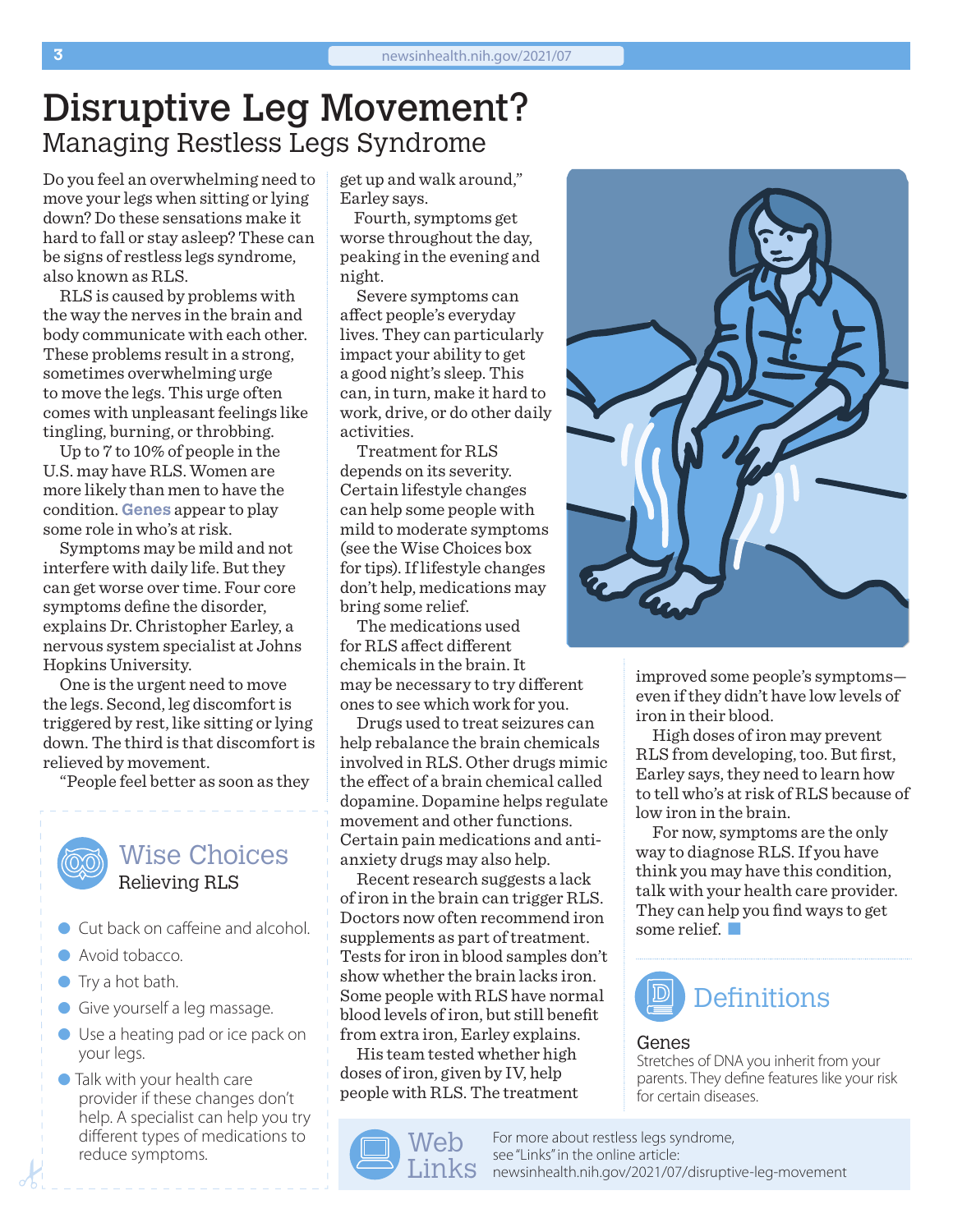# Disruptive Leg Movement?

## Managing Restless Legs Syndrome

Do you feel an overwhelming need to move your legs when sitting or lying down? Do these sensations make it hard to fall or stay asleep? These can be signs of restless legs syndrome, also known as RLS.

RLS is caused by problems with the way the nerves in the brain and body communicate with each other. These problems result in a strong, sometimes overwhelming urge to move the legs. This urge often comes with unpleasant feelings like tingling, burning, or throbbing.

Up to 7 to 10% of people in the U.S. may have RLS. Women are more likely than men to have the condition. **Genes** appear to play some role in who's at risk.

Symptoms may be mild and not interfere with daily life. But they can get worse over time. Four core symptoms define the disorder, explains Dr. Christopher Earley, a nervous system specialist at Johns Hopkins University.

One is the urgent need to move the legs. Second, leg discomfort is triggered by rest, like sitting or lying down. The third is that discomfort is relieved by movement.

"People feel better as soon as they get up and walk around," Earley says.

Fourth, symptoms get worse throughout the day, peaking in the evening and night.

Severe symptoms can affect people's everyday lives. They can particularly impact your ability to get a good night's sleep. This can, in turn, make it hard to work, drive, or do other daily activities.

Treatment for RLS depends on its severity. Certain lifestyle changes can help some people with mild to moderate symptoms (see the Wise Choices box for tips). If lifestyle changes don't help, medications may bring some relief.

The medications used for RLS affect different chemicals in the brain. It may be necessary to try different ones to see which work for you.

Drugs used to treat seizures can help rebalance the brain chemicals involved in RLS. Other drugs mimic the effect of a brain chemical called dopamine. Dopamine helps regulate movement and other functions. Certain pain medications and anti-anxiety drugs may also help.

Recent research suggests a lack of iron in the brain can trigger RLS. Doctors now often recommend iron supplements as part of treatment. Tests for iron in blood samples don't show whether the brain lacks iron. Some people with RLS have normal blood levels of iron, but still benefit from extra iron, Earley explains.

His team tested whether high doses of iron, given by IV, help people with RLS. The treatment improved some people's symptoms—even if they didn't have low levels of iron in their blood.

High doses of iron may prevent RLS from developing, too. But first, Earley says, they need to learn how to tell who's at risk of RLS because of low iron in the brain.

For now, symptoms are the only way to diagnose RLS. If you have think you may have this condition, talk with your health care provider. They can help you find ways to get some relief.

### Wise Choices
**Relieving RLS**

- Cut back on caffeine and alcohol.
- Avoid tobacco.
- Try a hot bath.
- Give yourself a leg massage.
- Use a heating pad or ice pack on your legs.
- Talk with your health care provider if these changes don't help. A specialist can help you try different types of medications to reduce symptoms.

### Definitions

**Genes**
Stretches of DNA you inherit from your parents. They define features like your risk for certain diseases.

### Web Links

For more about restless legs syndrome, see "Links" in the online article: newsinhealth.nih.gov/2021/07/disruptive-leg-movement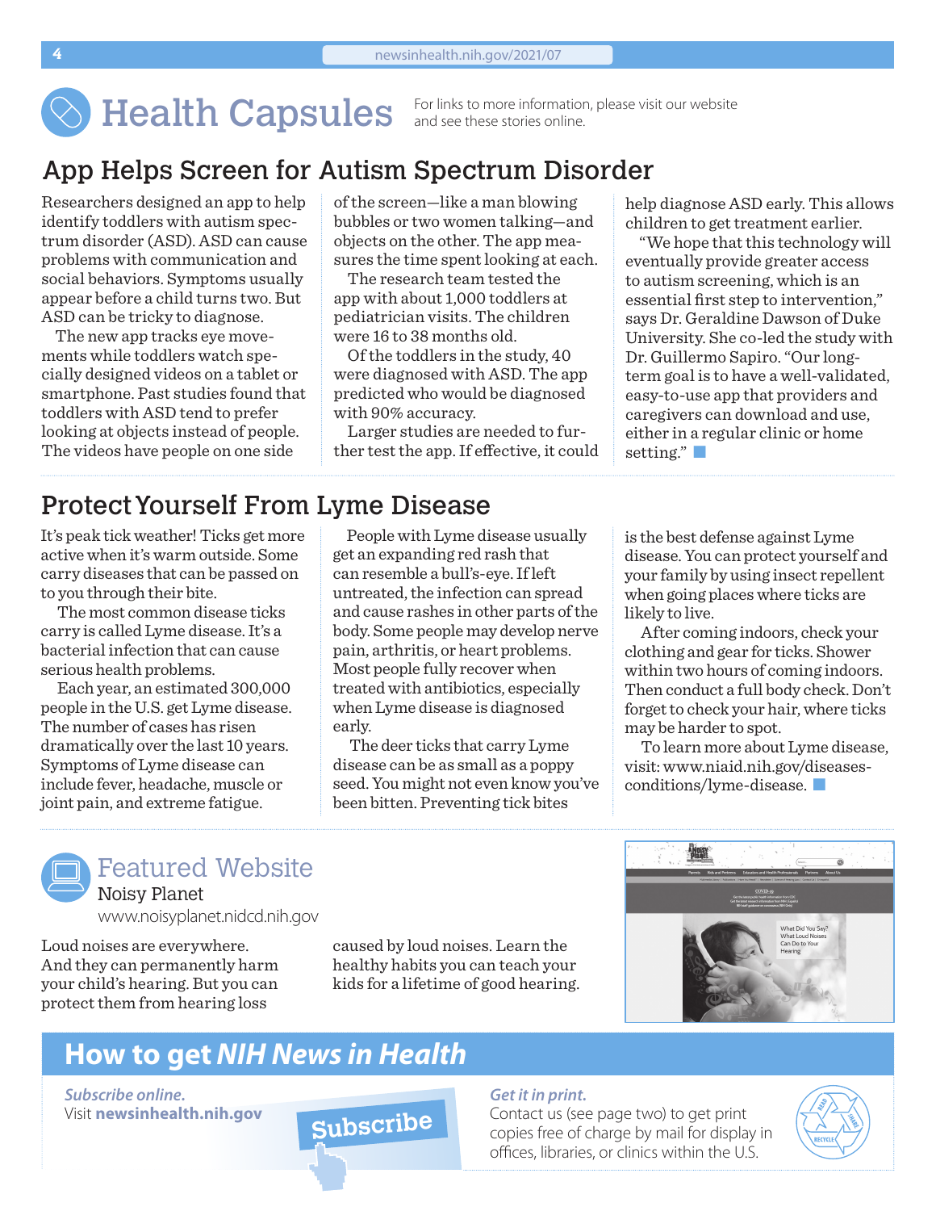# Health Capsules

For links to more information, please visit our website and see these stories online.

## App Helps Screen for Autism Spectrum Disorder

Researchers designed an app to help identify toddlers with autism spectrum disorder (ASD). ASD can cause problems with communication and social behaviors. Symptoms usually appear before a child turns two. But ASD can be tricky to diagnose.

The new app tracks eye movements while toddlers watch specially designed videos on a tablet or smartphone. Past studies found that toddlers with ASD tend to prefer looking at objects instead of people. The videos have people on one side of the screen—like a man blowing bubbles or two women talking—and objects on the other. The app measures the time spent looking at each.

The research team tested the app with about 1,000 toddlers at pediatrician visits. The children were 16 to 38 months old.

Of the toddlers in the study, 40 were diagnosed with ASD. The app predicted who would be diagnosed with 90% accuracy.

Larger studies are needed to further test the app. If effective, it could help diagnose ASD early. This allows children to get treatment earlier.

"We hope that this technology will eventually provide greater access to autism screening, which is an essential first step to intervention," says Dr. Geraldine Dawson of Duke University. She co-led the study with Dr. Guillermo Sapiro. "Our long-term goal is to have a well-validated, easy-to-use app that providers and caregivers can download and use, either in a regular clinic or home setting."

## Protect Yourself From Lyme Disease

It's peak tick weather! Ticks get more active when it's warm outside. Some carry diseases that can be passed on to you through their bite.

The most common disease ticks carry is called Lyme disease. It's a bacterial infection that can cause serious health problems.

Each year, an estimated 300,000 people in the U.S. get Lyme disease. The number of cases has risen dramatically over the last 10 years. Symptoms of Lyme disease can include fever, headache, muscle or joint pain, and extreme fatigue.

People with Lyme disease usually get an expanding red rash that can resemble a bull's-eye. If left untreated, the infection can spread and cause rashes in other parts of the body. Some people may develop nerve pain, arthritis, or heart problems. Most people fully recover when treated with antibiotics, especially when Lyme disease is diagnosed early.

The deer ticks that carry Lyme disease can be as small as a poppy seed. You might not even know you've been bitten. Preventing tick bites is the best defense against Lyme disease. You can protect yourself and your family by using insect repellent when going places where ticks are likely to live.

After coming indoors, check your clothing and gear for ticks. Shower within two hours of coming indoors. Then conduct a full body check. Don't forget to check your hair, where ticks may be harder to spot.

To learn more about Lyme disease, visit: www.niaid.nih.gov/diseases-conditions/lyme-disease.

## Featured Website

**Noisy Planet**

www.noisyplanet.nidcd.nih.gov

Loud noises are everywhere. And they can permanently harm your child's hearing. But you can protect them from hearing loss caused by loud noises. Learn the healthy habits you can teach your kids for a lifetime of good hearing.

## How to get *NIH News in Health*

***Subscribe online.***
Visit **newsinhealth.nih.gov**

Subscribe

***Get it in print.***
Contact us (see page two) to get print copies free of charge by mail for display in offices, libraries, or clinics within the U.S.